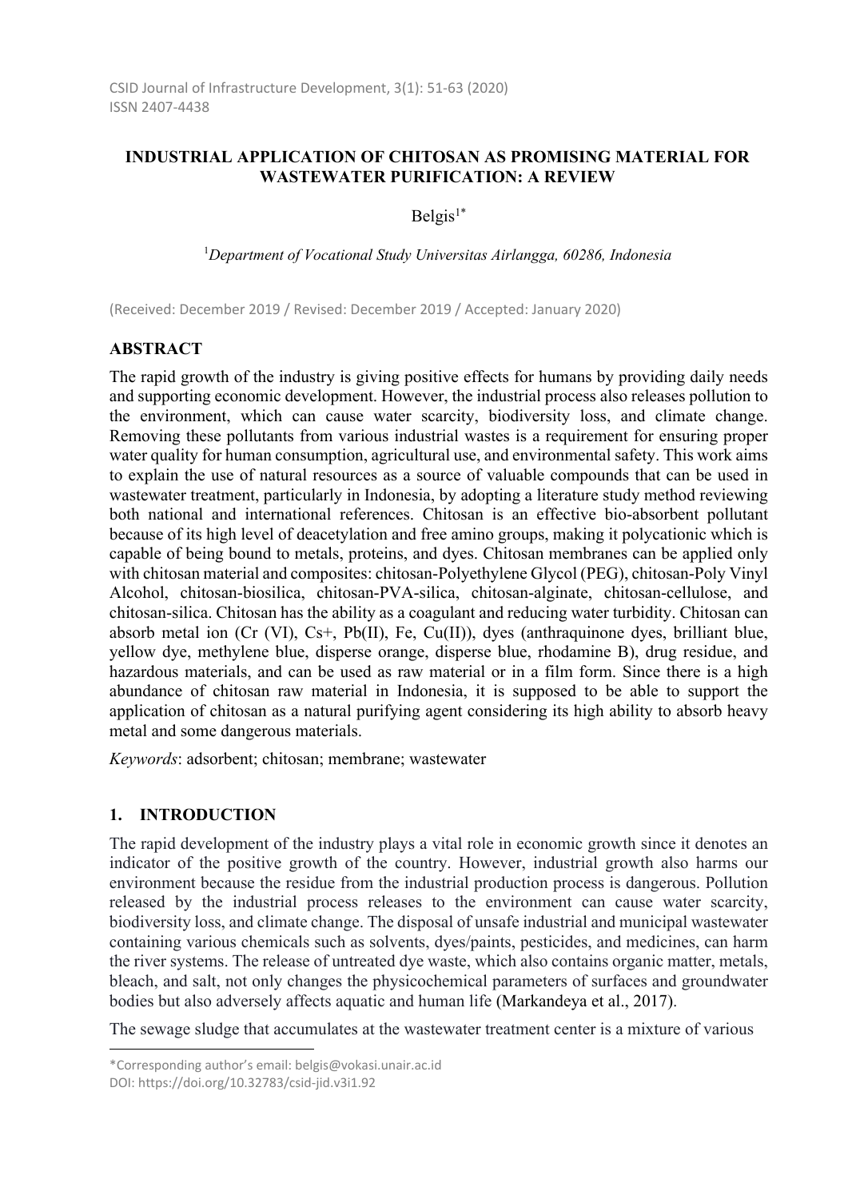CSID Journal of Infrastructure Development, 3(1): 51-63 (2020)
ISSN 2407-4438

# INDUSTRIAL APPLICATION OF CHITOSAN AS PROMISING MATERIAL FOR WASTEWATER PURIFICATION: A REVIEW

Belgis[1*]

[1]*Department of Vocational Study Universitas Airlangga, 60286, Indonesia*

(Received: December 2019 / Revised: December 2019 / Accepted: January 2020)

## ABSTRACT

The rapid growth of the industry is giving positive effects for humans by providing daily needs and supporting economic development. However, the industrial process also releases pollution to the environment, which can cause water scarcity, biodiversity loss, and climate change. Removing these pollutants from various industrial wastes is a requirement for ensuring proper water quality for human consumption, agricultural use, and environmental safety. This work aims to explain the use of natural resources as a source of valuable compounds that can be used in wastewater treatment, particularly in Indonesia, by adopting a literature study method reviewing both national and international references. Chitosan is an effective bio-absorbent pollutant because of its high level of deacetylation and free amino groups, making it polycationic which is capable of being bound to metals, proteins, and dyes. Chitosan membranes can be applied only with chitosan material and composites: chitosan-Polyethylene Glycol (PEG), chitosan-Poly Vinyl Alcohol, chitosan-biosilica, chitosan-PVA-silica, chitosan-alginate, chitosan-cellulose, and chitosan-silica. Chitosan has the ability as a coagulant and reducing water turbidity. Chitosan can absorb metal ion (Cr (VI), $Cs^+$, Pb(II), Fe, Cu(II)), dyes (anthraquinone dyes, brilliant blue, yellow dye, methylene blue, disperse orange, disperse blue, rhodamine B), drug residue, and hazardous materials, and can be used as raw material or in a film form. Since there is a high abundance of chitosan raw material in Indonesia, it is supposed to be able to support the application of chitosan as a natural purifying agent considering its high ability to absorb heavy metal and some dangerous materials.

*Keywords*: adsorbent; chitosan; membrane; wastewater

## 1. INTRODUCTION

The rapid development of the industry plays a vital role in economic growth since it denotes an indicator of the positive growth of the country. However, industrial growth also harms our environment because the residue from the industrial production process is dangerous. Pollution released by the industrial process releases to the environment can cause water scarcity, biodiversity loss, and climate change. The disposal of unsafe industrial and municipal wastewater containing various chemicals such as solvents, dyes/paints, pesticides, and medicines, can harm the river systems. The release of untreated dye waste, which also contains organic matter, metals, bleach, and salt, not only changes the physicochemical parameters of surfaces and groundwater bodies but also adversely affects aquatic and human life (Markandeya et al., 2017).

The sewage sludge that accumulates at the wastewater treatment center is a mixture of various

---

*Corresponding author's email: belgis@vokasi.unair.ac.id
DOI: https://doi.org/10.32783/csid-jid.v3i1.92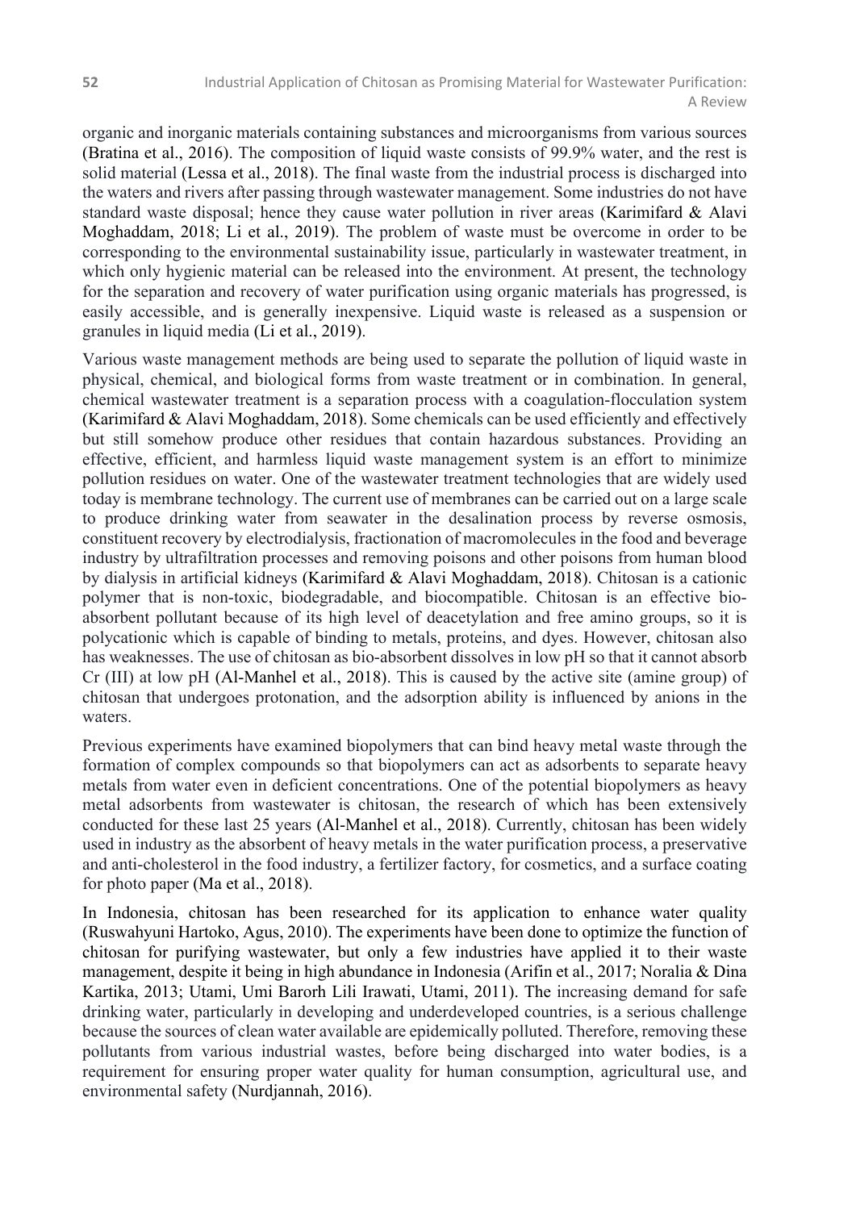organic and inorganic materials containing substances and microorganisms from various sources (Bratina et al., 2016). The composition of liquid waste consists of 99.9% water, and the rest is solid material (Lessa et al., 2018). The final waste from the industrial process is discharged into the waters and rivers after passing through wastewater management. Some industries do not have standard waste disposal; hence they cause water pollution in river areas (Karimifard & Alavi Moghaddam, 2018; Li et al., 2019). The problem of waste must be overcome in order to be corresponding to the environmental sustainability issue, particularly in wastewater treatment, in which only hygienic material can be released into the environment. At present, the technology for the separation and recovery of water purification using organic materials has progressed, is easily accessible, and is generally inexpensive. Liquid waste is released as a suspension or granules in liquid media (Li et al., 2019).

Various waste management methods are being used to separate the pollution of liquid waste in physical, chemical, and biological forms from waste treatment or in combination. In general, chemical wastewater treatment is a separation process with a coagulation-flocculation system (Karimifard & Alavi Moghaddam, 2018). Some chemicals can be used efficiently and effectively but still somehow produce other residues that contain hazardous substances. Providing an effective, efficient, and harmless liquid waste management system is an effort to minimize pollution residues on water. One of the wastewater treatment technologies that are widely used today is membrane technology. The current use of membranes can be carried out on a large scale to produce drinking water from seawater in the desalination process by reverse osmosis, constituent recovery by electrodialysis, fractionation of macromolecules in the food and beverage industry by ultrafiltration processes and removing poisons and other poisons from human blood by dialysis in artificial kidneys (Karimifard & Alavi Moghaddam, 2018). Chitosan is a cationic polymer that is non-toxic, biodegradable, and biocompatible. Chitosan is an effective bio-absorbent pollutant because of its high level of deacetylation and free amino groups, so it is polycationic which is capable of binding to metals, proteins, and dyes. However, chitosan also has weaknesses. The use of chitosan as bio-absorbent dissolves in low pH so that it cannot absorb Cr (III) at low pH (Al-Manhel et al., 2018). This is caused by the active site (amine group) of chitosan that undergoes protonation, and the adsorption ability is influenced by anions in the waters.

Previous experiments have examined biopolymers that can bind heavy metal waste through the formation of complex compounds so that biopolymers can act as adsorbents to separate heavy metals from water even in deficient concentrations. One of the potential biopolymers as heavy metal adsorbents from wastewater is chitosan, the research of which has been extensively conducted for these last 25 years (Al-Manhel et al., 2018). Currently, chitosan has been widely used in industry as the absorbent of heavy metals in the water purification process, a preservative and anti-cholesterol in the food industry, a fertilizer factory, for cosmetics, and a surface coating for photo paper (Ma et al., 2018).

In Indonesia, chitosan has been researched for its application to enhance water quality (Ruswahyuni Hartoko, Agus, 2010). The experiments have been done to optimize the function of chitosan for purifying wastewater, but only a few industries have applied it to their waste management, despite it being in high abundance in Indonesia (Arifin et al., 2017; Noralia & Dina Kartika, 2013; Utami, Umi Barorh Lili Irawati, Utami, 2011). The increasing demand for safe drinking water, particularly in developing and underdeveloped countries, is a serious challenge because the sources of clean water available are epidemically polluted. Therefore, removing these pollutants from various industrial wastes, before being discharged into water bodies, is a requirement for ensuring proper water quality for human consumption, agricultural use, and environmental safety (Nurdjannah, 2016).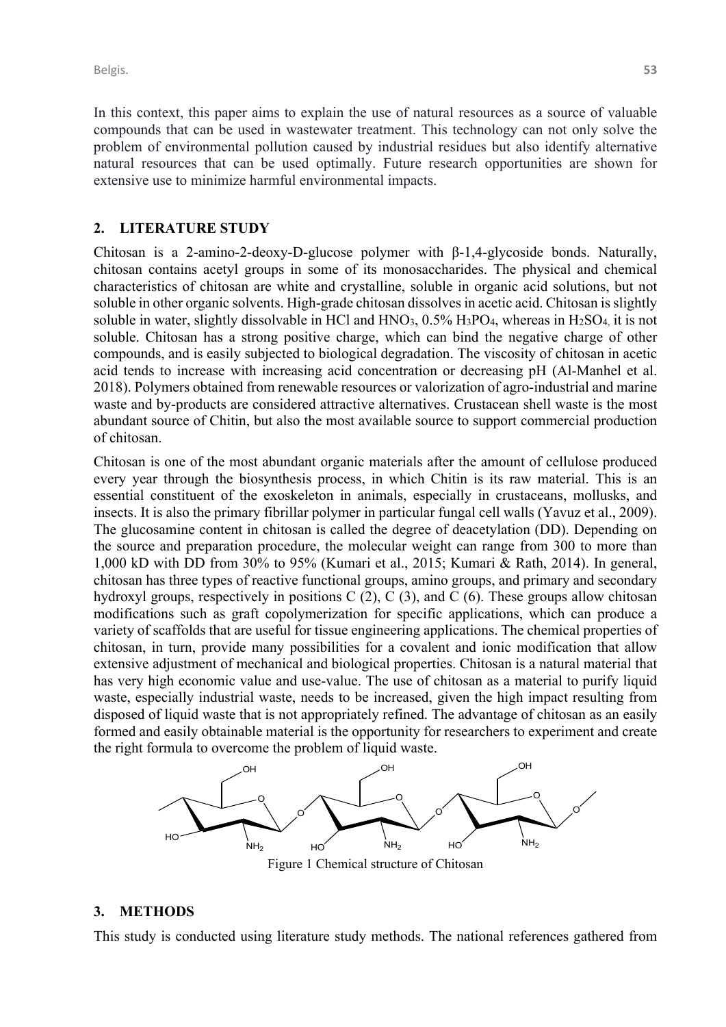In this context, this paper aims to explain the use of natural resources as a source of valuable compounds that can be used in wastewater treatment. This technology can not only solve the problem of environmental pollution caused by industrial residues but also identify alternative natural resources that can be used optimally. Future research opportunities are shown for extensive use to minimize harmful environmental impacts.

## 2. LITERATURE STUDY

Chitosan is a 2-amino-2-deoxy-D-glucose polymer with β-1,4-glycoside bonds. Naturally, chitosan contains acetyl groups in some of its monosaccharides. The physical and chemical characteristics of chitosan are white and crystalline, soluble in organic acid solutions, but not soluble in other organic solvents. High-grade chitosan dissolves in acetic acid. Chitosan is slightly soluble in water, slightly dissolvable in HCl and $HNO_3$, 0.5% $H_3PO_4$, whereas in $H_2SO_4$, it is not soluble. Chitosan has a strong positive charge, which can bind the negative charge of other compounds, and is easily subjected to biological degradation. The viscosity of chitosan in acetic acid tends to increase with increasing acid concentration or decreasing pH (Al-Manhel et al. 2018). Polymers obtained from renewable resources or valorization of agro-industrial and marine waste and by-products are considered attractive alternatives. Crustacean shell waste is the most abundant source of Chitin, but also the most available source to support commercial production of chitosan.

Chitosan is one of the most abundant organic materials after the amount of cellulose produced every year through the biosynthesis process, in which Chitin is its raw material. This is an essential constituent of the exoskeleton in animals, especially in crustaceans, mollusks, and insects. It is also the primary fibrillar polymer in particular fungal cell walls (Yavuz et al., 2009). The glucosamine content in chitosan is called the degree of deacetylation (DD). Depending on the source and preparation procedure, the molecular weight can range from 300 to more than 1,000 kD with DD from 30% to 95% (Kumari et al., 2015; Kumari & Rath, 2014). In general, chitosan has three types of reactive functional groups, amino groups, and primary and secondary hydroxyl groups, respectively in positions C (2), C (3), and C (6). These groups allow chitosan modifications such as graft copolymerization for specific applications, which can produce a variety of scaffolds that are useful for tissue engineering applications. The chemical properties of chitosan, in turn, provide many possibilities for a covalent and ionic modification that allow extensive adjustment of mechanical and biological properties. Chitosan is a natural material that has very high economic value and use-value. The use of chitosan as a material to purify liquid waste, especially industrial waste, needs to be increased, given the high impact resulting from disposed of liquid waste that is not appropriately refined. The advantage of chitosan as an easily formed and easily obtainable material is the opportunity for researchers to experiment and create the right formula to overcome the problem of liquid waste.

Figure 1 Chemical structure of Chitosan

## 3. METHODS

This study is conducted using literature study methods. The national references gathered from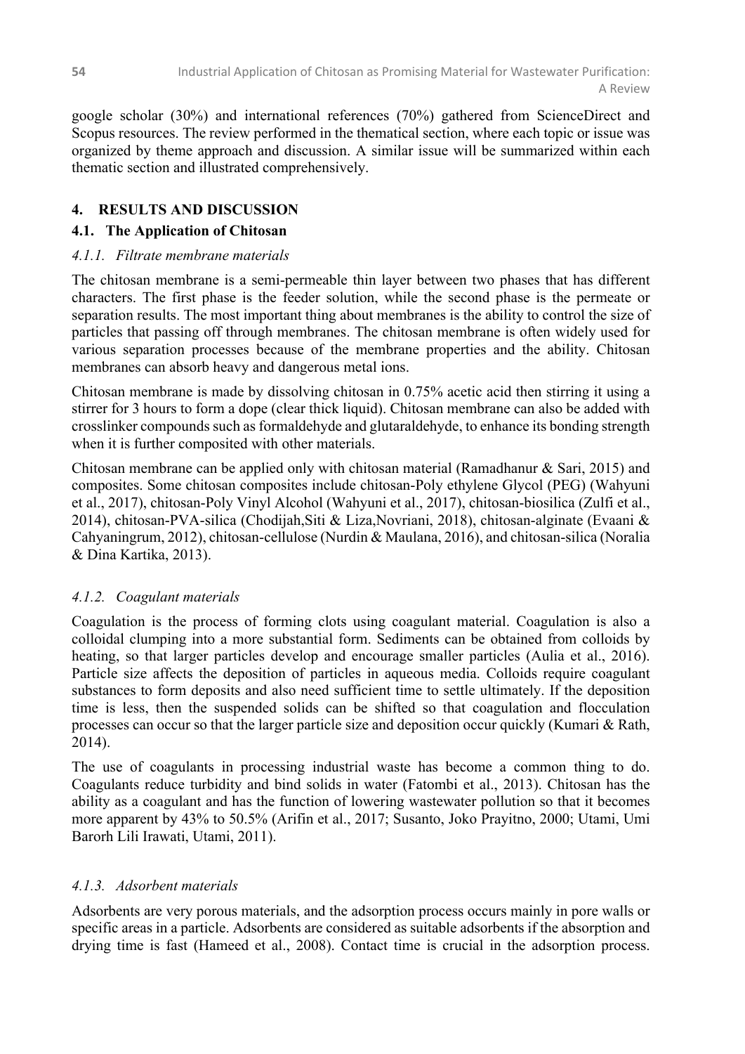google scholar (30%) and international references (70%) gathered from ScienceDirect and Scopus resources. The review performed in the thematical section, where each topic or issue was organized by theme approach and discussion. A similar issue will be summarized within each thematic section and illustrated comprehensively.

## 4. RESULTS AND DISCUSSION

### 4.1. The Application of Chitosan

#### *4.1.1. Filtrate membrane materials*

The chitosan membrane is a semi-permeable thin layer between two phases that has different characters. The first phase is the feeder solution, while the second phase is the permeate or separation results. The most important thing about membranes is the ability to control the size of particles that passing off through membranes. The chitosan membrane is often widely used for various separation processes because of the membrane properties and the ability. Chitosan membranes can absorb heavy and dangerous metal ions.

Chitosan membrane is made by dissolving chitosan in 0.75% acetic acid then stirring it using a stirrer for 3 hours to form a dope (clear thick liquid). Chitosan membrane can also be added with crosslinker compounds such as formaldehyde and glutaraldehyde, to enhance its bonding strength when it is further composited with other materials.

Chitosan membrane can be applied only with chitosan material (Ramadhanur & Sari, 2015) and composites. Some chitosan composites include chitosan-Poly ethylene Glycol (PEG) (Wahyuni et al., 2017), chitosan-Poly Vinyl Alcohol (Wahyuni et al., 2017), chitosan-biosilica (Zulfi et al., 2014), chitosan-PVA-silica (Chodijah,Siti & Liza,Novriani, 2018), chitosan-alginate (Evaani & Cahyaningrum, 2012), chitosan-cellulose (Nurdin & Maulana, 2016), and chitosan-silica (Noralia & Dina Kartika, 2013).

#### *4.1.2. Coagulant materials*

Coagulation is the process of forming clots using coagulant material. Coagulation is also a colloidal clumping into a more substantial form. Sediments can be obtained from colloids by heating, so that larger particles develop and encourage smaller particles (Aulia et al., 2016). Particle size affects the deposition of particles in aqueous media. Colloids require coagulant substances to form deposits and also need sufficient time to settle ultimately. If the deposition time is less, then the suspended solids can be shifted so that coagulation and flocculation processes can occur so that the larger particle size and deposition occur quickly (Kumari & Rath, 2014).

The use of coagulants in processing industrial waste has become a common thing to do. Coagulants reduce turbidity and bind solids in water (Fatombi et al., 2013). Chitosan has the ability as a coagulant and has the function of lowering wastewater pollution so that it becomes more apparent by 43% to 50.5% (Arifin et al., 2017; Susanto, Joko Prayitno, 2000; Utami, Umi Barorh Lili Irawati, Utami, 2011).

#### *4.1.3. Adsorbent materials*

Adsorbents are very porous materials, and the adsorption process occurs mainly in pore walls or specific areas in a particle. Adsorbents are considered as suitable adsorbents if the absorption and drying time is fast (Hameed et al., 2008). Contact time is crucial in the adsorption process.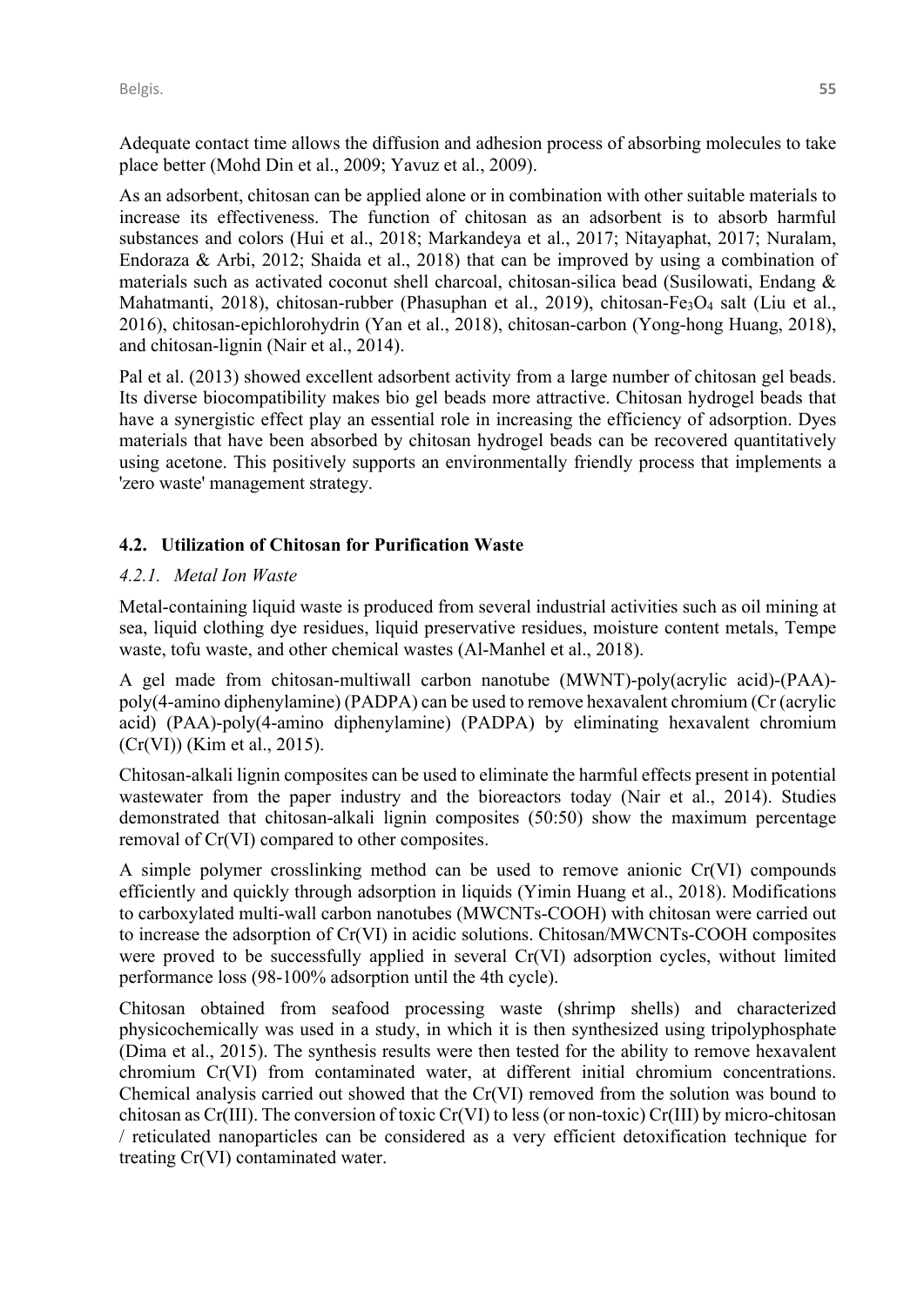Adequate contact time allows the diffusion and adhesion process of absorbing molecules to take place better (Mohd Din et al., 2009; Yavuz et al., 2009).

As an adsorbent, chitosan can be applied alone or in combination with other suitable materials to increase its effectiveness. The function of chitosan as an adsorbent is to absorb harmful substances and colors (Hui et al., 2018; Markandeya et al., 2017; Nitayaphat, 2017; Nuralam, Endoraza & Arbi, 2012; Shaida et al., 2018) that can be improved by using a combination of materials such as activated coconut shell charcoal, chitosan-silica bead (Susilowati, Endang & Mahatmanti, 2018), chitosan-rubber (Phasuphan et al., 2019), chitosan-$Fe_3O_4$ salt (Liu et al., 2016), chitosan-epichlorohydrin (Yan et al., 2018), chitosan-carbon (Yong-hong Huang, 2018), and chitosan-lignin (Nair et al., 2014).

Pal et al. (2013) showed excellent adsorbent activity from a large number of chitosan gel beads. Its diverse biocompatibility makes bio gel beads more attractive. Chitosan hydrogel beads that have a synergistic effect play an essential role in increasing the efficiency of adsorption. Dyes materials that have been absorbed by chitosan hydrogel beads can be recovered quantitatively using acetone. This positively supports an environmentally friendly process that implements a 'zero waste' management strategy.

### 4.2. Utilization of Chitosan for Purification Waste

#### *4.2.1. Metal Ion Waste*

Metal-containing liquid waste is produced from several industrial activities such as oil mining at sea, liquid clothing dye residues, liquid preservative residues, moisture content metals, Tempe waste, tofu waste, and other chemical wastes (Al-Manhel et al., 2018).

A gel made from chitosan-multiwall carbon nanotube (MWNT)-poly(acrylic acid)-(PAA)-poly(4-amino diphenylamine) (PADPA) can be used to remove hexavalent chromium (Cr (acrylic acid) (PAA)-poly(4-amino diphenylamine) (PADPA) by eliminating hexavalent chromium (Cr(VI)) (Kim et al., 2015).

Chitosan-alkali lignin composites can be used to eliminate the harmful effects present in potential wastewater from the paper industry and the bioreactors today (Nair et al., 2014). Studies demonstrated that chitosan-alkali lignin composites (50:50) show the maximum percentage removal of Cr(VI) compared to other composites.

A simple polymer crosslinking method can be used to remove anionic Cr(VI) compounds efficiently and quickly through adsorption in liquids (Yimin Huang et al., 2018). Modifications to carboxylated multi-wall carbon nanotubes (MWCNTs-COOH) with chitosan were carried out to increase the adsorption of Cr(VI) in acidic solutions. Chitosan/MWCNTs-COOH composites were proved to be successfully applied in several Cr(VI) adsorption cycles, without limited performance loss (98-100% adsorption until the 4th cycle).

Chitosan obtained from seafood processing waste (shrimp shells) and characterized physicochemically was used in a study, in which it is then synthesized using tripolyphosphate (Dima et al., 2015). The synthesis results were then tested for the ability to remove hexavalent chromium Cr(VI) from contaminated water, at different initial chromium concentrations. Chemical analysis carried out showed that the Cr(VI) removed from the solution was bound to chitosan as Cr(III). The conversion of toxic Cr(VI) to less (or non-toxic) Cr(III) by micro-chitosan / reticulated nanoparticles can be considered as a very efficient detoxification technique for treating Cr(VI) contaminated water.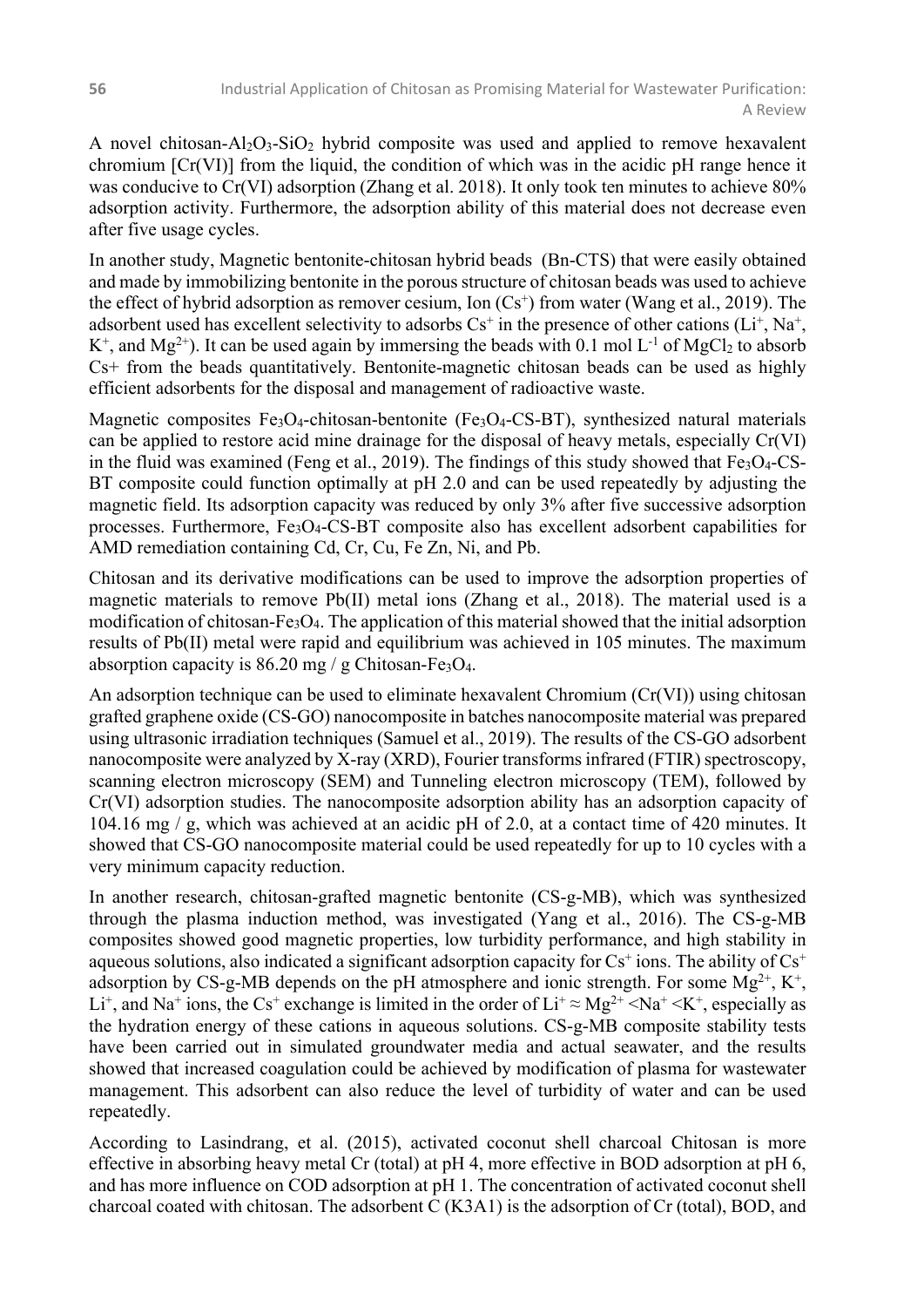A novel chitosan-$Al_2O_3$-$SiO_2$ hybrid composite was used and applied to remove hexavalent chromium [Cr(VI)] from the liquid, the condition of which was in the acidic pH range hence it was conducive to Cr(VI) adsorption (Zhang et al. 2018). It only took ten minutes to achieve 80% adsorption activity. Furthermore, the adsorption ability of this material does not decrease even after five usage cycles.

In another study, Magnetic bentonite-chitosan hybrid beads (Bn-CTS) that were easily obtained and made by immobilizing bentonite in the porous structure of chitosan beads was used to achieve the effect of hybrid adsorption as remover cesium, Ion ($Cs^+$) from water (Wang et al., 2019). The adsorbent used has excellent selectivity to adsorbs $Cs^+$ in the presence of other cations ($Li^+$, $Na^+$, $K^+$, and $Mg^{2+}$). It can be used again by immersing the beads with 0.1 mol $L^{-1}$ of $MgCl_2$ to absorb Cs+ from the beads quantitatively. Bentonite-magnetic chitosan beads can be used as highly efficient adsorbents for the disposal and management of radioactive waste.

Magnetic composites $Fe_3O_4$-chitosan-bentonite ($Fe_3O_4$-CS-BT), synthesized natural materials can be applied to restore acid mine drainage for the disposal of heavy metals, especially Cr(VI) in the fluid was examined (Feng et al., 2019). The findings of this study showed that $Fe_3O_4$-CS-BT composite could function optimally at pH 2.0 and can be used repeatedly by adjusting the magnetic field. Its adsorption capacity was reduced by only 3% after five successive adsorption processes. Furthermore, $Fe_3O_4$-CS-BT composite also has excellent adsorbent capabilities for AMD remediation containing Cd, Cr, Cu, Fe Zn, Ni, and Pb.

Chitosan and its derivative modifications can be used to improve the adsorption properties of magnetic materials to remove Pb(II) metal ions (Zhang et al., 2018). The material used is a modification of chitosan-$Fe_3O_4$. The application of this material showed that the initial adsorption results of Pb(II) metal were rapid and equilibrium was achieved in 105 minutes. The maximum absorption capacity is 86.20 mg / g Chitosan-$Fe_3O_4$.

An adsorption technique can be used to eliminate hexavalent Chromium (Cr(VI)) using chitosan grafted graphene oxide (CS-GO) nanocomposite in batches nanocomposite material was prepared using ultrasonic irradiation techniques (Samuel et al., 2019). The results of the CS-GO adsorbent nanocomposite were analyzed by X-ray (XRD), Fourier transforms infrared (FTIR) spectroscopy, scanning electron microscopy (SEM) and Tunneling electron microscopy (TEM), followed by Cr(VI) adsorption studies. The nanocomposite adsorption ability has an adsorption capacity of 104.16 mg / g, which was achieved at an acidic pH of 2.0, at a contact time of 420 minutes. It showed that CS-GO nanocomposite material could be used repeatedly for up to 10 cycles with a very minimum capacity reduction.

In another research, chitosan-grafted magnetic bentonite (CS-g-MB), which was synthesized through the plasma induction method, was investigated (Yang et al., 2016). The CS-g-MB composites showed good magnetic properties, low turbidity performance, and high stability in aqueous solutions, also indicated a significant adsorption capacity for $Cs^+$ ions. The ability of $Cs^+$ adsorption by CS-g-MB depends on the pH atmosphere and ionic strength. For some $Mg^{2+}$, $K^+$, $Li^+$, and $Na^+$ ions, the $Cs^+$ exchange is limited in the order of $Li^+ \approx Mg^{2+} < Na^+ < K^+$, especially as the hydration energy of these cations in aqueous solutions. CS-g-MB composite stability tests have been carried out in simulated groundwater media and actual seawater, and the results showed that increased coagulation could be achieved by modification of plasma for wastewater management. This adsorbent can also reduce the level of turbidity of water and can be used repeatedly.

According to Lasindrang, et al. (2015), activated coconut shell charcoal Chitosan is more effective in absorbing heavy metal Cr (total) at pH 4, more effective in BOD adsorption at pH 6, and has more influence on COD adsorption at pH 1. The concentration of activated coconut shell charcoal coated with chitosan. The adsorbent C (K3A1) is the adsorption of Cr (total), BOD, and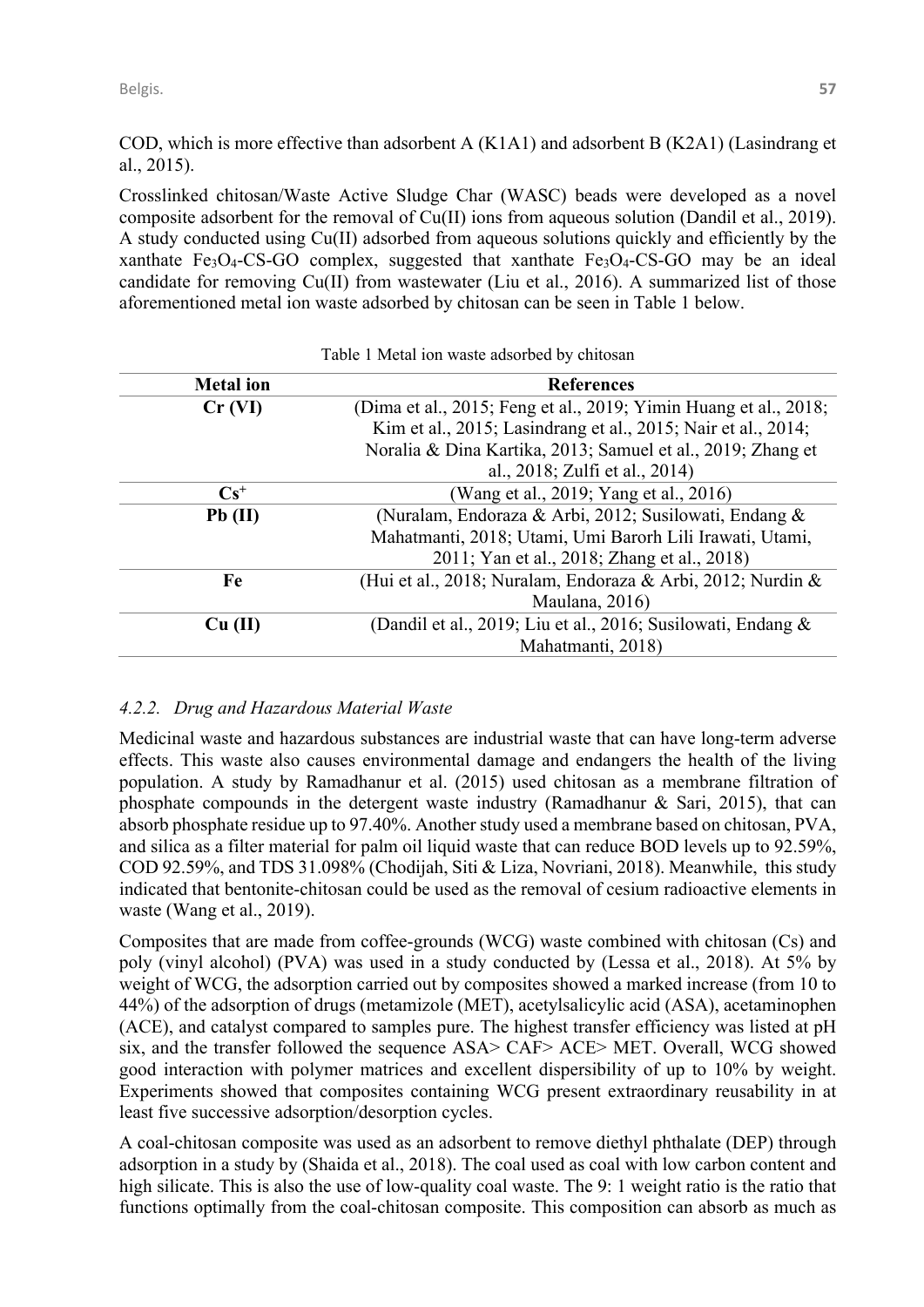COD, which is more effective than adsorbent A (K1A1) and adsorbent B (K2A1) (Lasindrang et al., 2015).

Crosslinked chitosan/Waste Active Sludge Char (WASC) beads were developed as a novel composite adsorbent for the removal of Cu(II) ions from aqueous solution (Dandil et al., 2019). A study conducted using Cu(II) adsorbed from aqueous solutions quickly and efficiently by the xanthate $Fe_3O_4$-CS-GO complex, suggested that xanthate $Fe_3O_4$-CS-GO may be an ideal candidate for removing Cu(II) from wastewater (Liu et al., 2016). A summarized list of those aforementioned metal ion waste adsorbed by chitosan can be seen in Table 1 below.

Table 1 Metal ion waste adsorbed by chitosan

| Metal ion | References |
|---|---|
| **Cr (VI)** | (Dima et al., 2015; Feng et al., 2019; Yimin Huang et al., 2018; Kim et al., 2015; Lasindrang et al., 2015; Nair et al., 2014; Noralia & Dina Kartika, 2013; Samuel et al., 2019; Zhang et al., 2018; Zulfi et al., 2014) |
| **$Cs^+$** | (Wang et al., 2019; Yang et al., 2016) |
| **Pb (II)** | (Nuralam, Endoraza & Arbi, 2012; Susilowati, Endang & Mahatmanti, 2018; Utami, Umi Barorh Lili Irawati, Utami, 2011; Yan et al., 2018; Zhang et al., 2018) |
| **Fe** | (Hui et al., 2018; Nuralam, Endoraza & Arbi, 2012; Nurdin & Maulana, 2016) |
| **Cu (II)** | (Dandil et al., 2019; Liu et al., 2016; Susilowati, Endang & Mahatmanti, 2018) |

### *4.2.2. Drug and Hazardous Material Waste*

Medicinal waste and hazardous substances are industrial waste that can have long-term adverse effects. This waste also causes environmental damage and endangers the health of the living population. A study by Ramadhanur et al. (2015) used chitosan as a membrane filtration of phosphate compounds in the detergent waste industry (Ramadhanur & Sari, 2015), that can absorb phosphate residue up to 97.40%. Another study used a membrane based on chitosan, PVA, and silica as a filter material for palm oil liquid waste that can reduce BOD levels up to 92.59%, COD 92.59%, and TDS 31.098% (Chodijah, Siti & Liza, Novriani, 2018). Meanwhile, this study indicated that bentonite-chitosan could be used as the removal of cesium radioactive elements in waste (Wang et al., 2019).

Composites that are made from coffee-grounds (WCG) waste combined with chitosan (Cs) and poly (vinyl alcohol) (PVA) was used in a study conducted by (Lessa et al., 2018). At 5% by weight of WCG, the adsorption carried out by composites showed a marked increase (from 10 to 44%) of the adsorption of drugs (metamizole (MET), acetylsalicylic acid (ASA), acetaminophen (ACE), and catalyst compared to samples pure. The highest transfer efficiency was listed at pH six, and the transfer followed the sequence ASA> CAF> ACE> MET. Overall, WCG showed good interaction with polymer matrices and excellent dispersibility of up to 10% by weight. Experiments showed that composites containing WCG present extraordinary reusability in at least five successive adsorption/desorption cycles.

A coal-chitosan composite was used as an adsorbent to remove diethyl phthalate (DEP) through adsorption in a study by (Shaida et al., 2018). The coal used as coal with low carbon content and high silicate. This is also the use of low-quality coal waste. The 9: 1 weight ratio is the ratio that functions optimally from the coal-chitosan composite. This composition can absorb as much as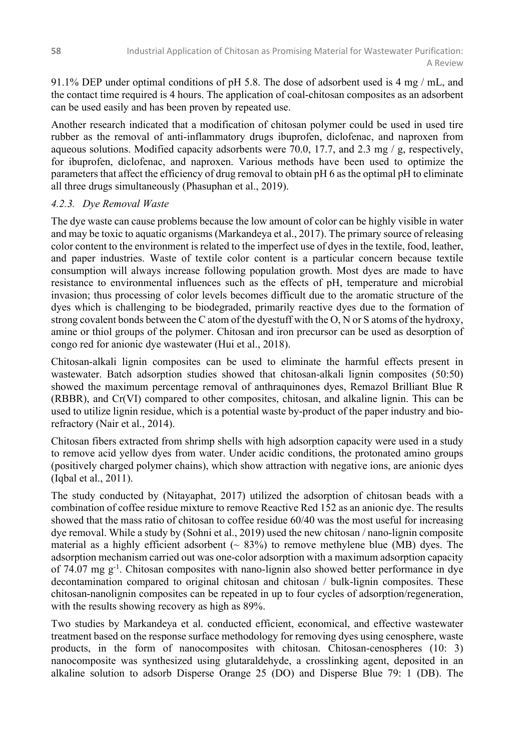91.1% DEP under optimal conditions of pH 5.8. The dose of adsorbent used is 4 mg / mL, and the contact time required is 4 hours. The application of coal-chitosan composites as an adsorbent can be used easily and has been proven by repeated use.

Another research indicated that a modification of chitosan polymer could be used in used tire rubber as the removal of anti-inflammatory drugs ibuprofen, diclofenac, and naproxen from aqueous solutions. Modified capacity adsorbents were 70.0, 17.7, and 2.3 mg / g, respectively, for ibuprofen, diclofenac, and naproxen. Various methods have been used to optimize the parameters that affect the efficiency of drug removal to obtain pH 6 as the optimal pH to eliminate all three drugs simultaneously (Phasuphan et al., 2019).

#### *4.2.3. Dye Removal Waste*

The dye waste can cause problems because the low amount of color can be highly visible in water and may be toxic to aquatic organisms (Markandeya et al., 2017). The primary source of releasing color content to the environment is related to the imperfect use of dyes in the textile, food, leather, and paper industries. Waste of textile color content is a particular concern because textile consumption will always increase following population growth. Most dyes are made to have resistance to environmental influences such as the effects of pH, temperature and microbial invasion; thus processing of color levels becomes difficult due to the aromatic structure of the dyes which is challenging to be biodegraded, primarily reactive dyes due to the formation of strong covalent bonds between the C atom of the dyestuff with the O, N or S atoms of the hydroxy, amine or thiol groups of the polymer. Chitosan and iron precursor can be used as desorption of congo red for anionic dye wastewater (Hui et al., 2018).

Chitosan-alkali lignin composites can be used to eliminate the harmful effects present in wastewater. Batch adsorption studies showed that chitosan-alkali lignin composites (50:50) showed the maximum percentage removal of anthraquinones dyes, Remazol Brilliant Blue R (RBBR), and Cr(VI) compared to other composites, chitosan, and alkaline lignin. This can be used to utilize lignin residue, which is a potential waste by-product of the paper industry and bio-refractory (Nair et al., 2014).

Chitosan fibers extracted from shrimp shells with high adsorption capacity were used in a study to remove acid yellow dyes from water. Under acidic conditions, the protonated amino groups (positively charged polymer chains), which show attraction with negative ions, are anionic dyes (Iqbal et al., 2011).

The study conducted by (Nitayaphat, 2017) utilized the adsorption of chitosan beads with a combination of coffee residue mixture to remove Reactive Red 152 as an anionic dye. The results showed that the mass ratio of chitosan to coffee residue 60/40 was the most useful for increasing dye removal. While a study by (Sohni et al., 2019) used the new chitosan / nano-lignin composite material as a highly efficient adsorbent (~ 83%) to remove methylene blue (MB) dyes. The adsorption mechanism carried out was one-color adsorption with a maximum adsorption capacity of 74.07 mg $g^{-1}$. Chitosan composites with nano-lignin also showed better performance in dye decontamination compared to original chitosan and chitosan / bulk-lignin composites. These chitosan-nanolignin composites can be repeated in up to four cycles of adsorption/regeneration, with the results showing recovery as high as 89%.

Two studies by Markandeya et al. conducted efficient, economical, and effective wastewater treatment based on the response surface methodology for removing dyes using cenosphere, waste products, in the form of nanocomposites with chitosan. Chitosan-cenospheres (10: 3) nanocomposite was synthesized using glutaraldehyde, a crosslinking agent, deposited in an alkaline solution to adsorb Disperse Orange 25 (DO) and Disperse Blue 79: 1 (DB). The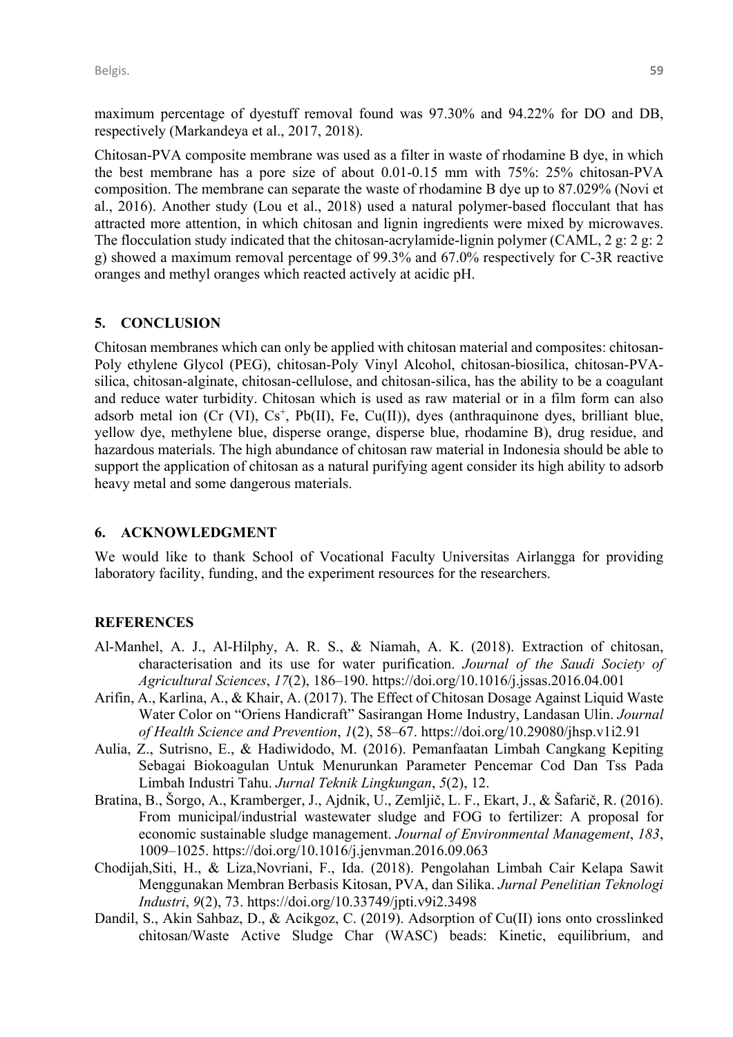maximum percentage of dyestuff removal found was 97.30% and 94.22% for DO and DB, respectively (Markandeya et al., 2017, 2018).

Chitosan-PVA composite membrane was used as a filter in waste of rhodamine B dye, in which the best membrane has a pore size of about 0.01-0.15 mm with 75%: 25% chitosan-PVA composition. The membrane can separate the waste of rhodamine B dye up to 87.029% (Novi et al., 2016). Another study (Lou et al., 2018) used a natural polymer-based flocculant that has attracted more attention, in which chitosan and lignin ingredients were mixed by microwaves. The flocculation study indicated that the chitosan-acrylamide-lignin polymer (CAML, 2 g: 2 g: 2 g) showed a maximum removal percentage of 99.3% and 67.0% respectively for C-3R reactive oranges and methyl oranges which reacted actively at acidic pH.

## 5. CONCLUSION

Chitosan membranes which can only be applied with chitosan material and composites: chitosan-Poly ethylene Glycol (PEG), chitosan-Poly Vinyl Alcohol, chitosan-biosilica, chitosan-PVA-silica, chitosan-alginate, chitosan-cellulose, and chitosan-silica, has the ability to be a coagulant and reduce water turbidity. Chitosan which is used as raw material or in a film form can also adsorb metal ion (Cr (VI), $Cs^{+}$, Pb(II), Fe, Cu(II)), dyes (anthraquinone dyes, brilliant blue, yellow dye, methylene blue, disperse orange, disperse blue, rhodamine B), drug residue, and hazardous materials. The high abundance of chitosan raw material in Indonesia should be able to support the application of chitosan as a natural purifying agent consider its high ability to adsorb heavy metal and some dangerous materials.

## 6. ACKNOWLEDGMENT

We would like to thank School of Vocational Faculty Universitas Airlangga for providing laboratory facility, funding, and the experiment resources for the researchers.

## REFERENCES

Al-Manhel, A. J., Al-Hilphy, A. R. S., & Niamah, A. K. (2018). Extraction of chitosan, characterisation and its use for water purification. *Journal of the Saudi Society of Agricultural Sciences*, *17*(2), 186–190. https://doi.org/10.1016/j.jssas.2016.04.001

Arifin, A., Karlina, A., & Khair, A. (2017). The Effect of Chitosan Dosage Against Liquid Waste Water Color on "Oriens Handicraft" Sasirangan Home Industry, Landasan Ulin. *Journal of Health Science and Prevention*, *1*(2), 58–67. https://doi.org/10.29080/jhsp.v1i2.91

Aulia, Z., Sutrisno, E., & Hadiwidodo, M. (2016). Pemanfaatan Limbah Cangkang Kepiting Sebagai Biokoagulan Untuk Menurunkan Parameter Pencemar Cod Dan Tss Pada Limbah Industri Tahu. *Jurnal Teknik Lingkungan*, *5*(2), 12.

Bratina, B., Šorgo, A., Kramberger, J., Ajdnik, U., Zemljič, L. F., Ekart, J., & Šafarič, R. (2016). From municipal/industrial wastewater sludge and FOG to fertilizer: A proposal for economic sustainable sludge management. *Journal of Environmental Management*, *183*, 1009–1025. https://doi.org/10.1016/j.jenvman.2016.09.063

Chodijah,Siti, H., & Liza,Novriani, F., Ida. (2018). Pengolahan Limbah Cair Kelapa Sawit Menggunakan Membran Berbasis Kitosan, PVA, dan Silika. *Jurnal Penelitian Teknologi Industri*, *9*(2), 73. https://doi.org/10.33749/jpti.v9i2.3498

Dandil, S., Akin Sahbaz, D., & Acikgoz, C. (2019). Adsorption of Cu(II) ions onto crosslinked chitosan/Waste Active Sludge Char (WASC) beads: Kinetic, equilibrium, and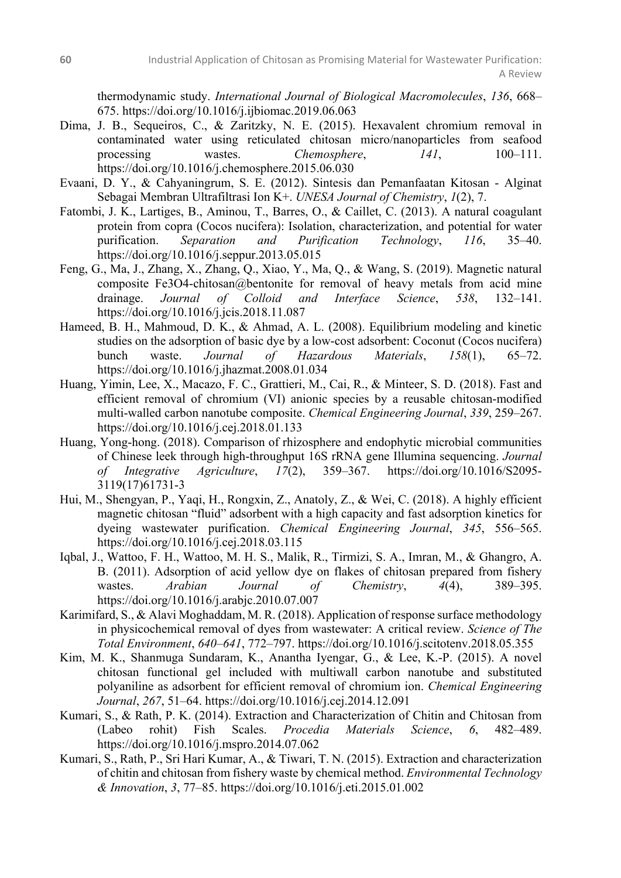thermodynamic study. *International Journal of Biological Macromolecules*, *136*, 668–675. https://doi.org/10.1016/j.ijbiomac.2019.06.063

Dima, J. B., Sequeiros, C., & Zaritzky, N. E. (2015). Hexavalent chromium removal in contaminated water using reticulated chitosan micro/nanoparticles from seafood processing wastes. *Chemosphere*, *141*, 100–111. https://doi.org/10.1016/j.chemosphere.2015.06.030

Evaani, D. Y., & Cahyaningrum, S. E. (2012). Sintesis dan Pemanfaatan Kitosan - Alginat Sebagai Membran Ultrafiltrasi Ion K+. *UNESA Journal of Chemistry*, *1*(2), 7.

Fatombi, J. K., Lartiges, B., Aminou, T., Barres, O., & Caillet, C. (2013). A natural coagulant protein from copra (Cocos nucifera): Isolation, characterization, and potential for water purification. *Separation and Purification Technology*, *116*, 35–40. https://doi.org/10.1016/j.seppur.2013.05.015

Feng, G., Ma, J., Zhang, X., Zhang, Q., Xiao, Y., Ma, Q., & Wang, S. (2019). Magnetic natural composite Fe3O4-chitosan@bentonite for removal of heavy metals from acid mine drainage. *Journal of Colloid and Interface Science*, *538*, 132–141. https://doi.org/10.1016/j.jcis.2018.11.087

Hameed, B. H., Mahmoud, D. K., & Ahmad, A. L. (2008). Equilibrium modeling and kinetic studies on the adsorption of basic dye by a low-cost adsorbent: Coconut (Cocos nucifera) bunch waste. *Journal of Hazardous Materials*, *158*(1), 65–72. https://doi.org/10.1016/j.jhazmat.2008.01.034

Huang, Yimin, Lee, X., Macazo, F. C., Grattieri, M., Cai, R., & Minteer, S. D. (2018). Fast and efficient removal of chromium (VI) anionic species by a reusable chitosan-modified multi-walled carbon nanotube composite. *Chemical Engineering Journal*, *339*, 259–267. https://doi.org/10.1016/j.cej.2018.01.133

Huang, Yong-hong. (2018). Comparison of rhizosphere and endophytic microbial communities of Chinese leek through high-throughput 16S rRNA gene Illumina sequencing. *Journal of Integrative Agriculture*, *17*(2), 359–367. https://doi.org/10.1016/S2095-3119(17)61731-3

Hui, M., Shengyan, P., Yaqi, H., Rongxin, Z., Anatoly, Z., & Wei, C. (2018). A highly efficient magnetic chitosan "fluid" adsorbent with a high capacity and fast adsorption kinetics for dyeing wastewater purification. *Chemical Engineering Journal*, *345*, 556–565. https://doi.org/10.1016/j.cej.2018.03.115

Iqbal, J., Wattoo, F. H., Wattoo, M. H. S., Malik, R., Tirmizi, S. A., Imran, M., & Ghangro, A. B. (2011). Adsorption of acid yellow dye on flakes of chitosan prepared from fishery wastes. *Arabian Journal of Chemistry*, *4*(4), 389–395. https://doi.org/10.1016/j.arabjc.2010.07.007

Karimifard, S., & Alavi Moghaddam, M. R. (2018). Application of response surface methodology in physicochemical removal of dyes from wastewater: A critical review. *Science of The Total Environment*, *640–641*, 772–797. https://doi.org/10.1016/j.scitotenv.2018.05.355

Kim, M. K., Shanmuga Sundaram, K., Anantha Iyengar, G., & Lee, K.-P. (2015). A novel chitosan functional gel included with multiwall carbon nanotube and substituted polyaniline as adsorbent for efficient removal of chromium ion. *Chemical Engineering Journal*, *267*, 51–64. https://doi.org/10.1016/j.cej.2014.12.091

Kumari, S., & Rath, P. K. (2014). Extraction and Characterization of Chitin and Chitosan from (Labeo rohit) Fish Scales. *Procedia Materials Science*, *6*, 482–489. https://doi.org/10.1016/j.mspro.2014.07.062

Kumari, S., Rath, P., Sri Hari Kumar, A., & Tiwari, T. N. (2015). Extraction and characterization of chitin and chitosan from fishery waste by chemical method. *Environmental Technology & Innovation*, *3*, 77–85. https://doi.org/10.1016/j.eti.2015.01.002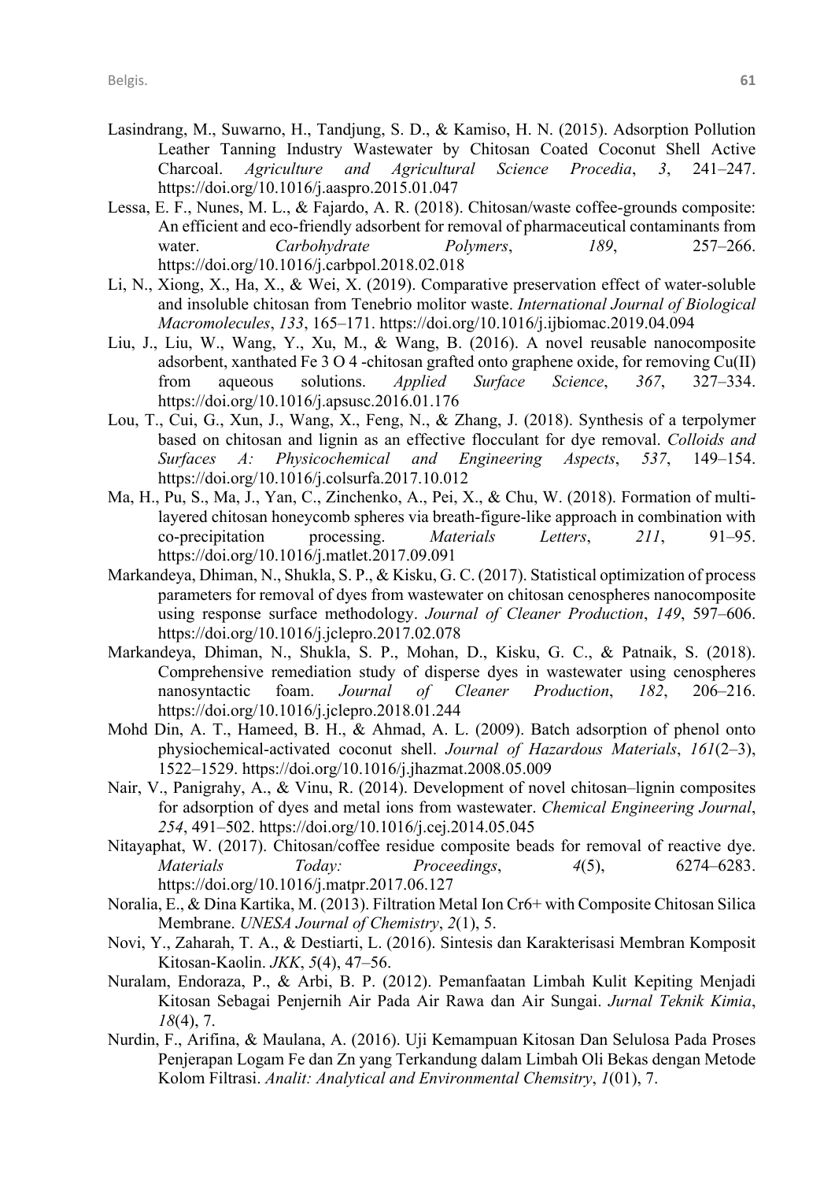Lasindrang, M., Suwarno, H., Tandjung, S. D., & Kamiso, H. N. (2015). Adsorption Pollution Leather Tanning Industry Wastewater by Chitosan Coated Coconut Shell Active Charcoal. *Agriculture and Agricultural Science Procedia*, *3*, 241–247. https://doi.org/10.1016/j.aaspro.2015.01.047

Lessa, E. F., Nunes, M. L., & Fajardo, A. R. (2018). Chitosan/waste coffee-grounds composite: An efficient and eco-friendly adsorbent for removal of pharmaceutical contaminants from water. *Carbohydrate Polymers*, *189*, 257–266. https://doi.org/10.1016/j.carbpol.2018.02.018

Li, N., Xiong, X., Ha, X., & Wei, X. (2019). Comparative preservation effect of water-soluble and insoluble chitosan from Tenebrio molitor waste. *International Journal of Biological Macromolecules*, *133*, 165–171. https://doi.org/10.1016/j.ijbiomac.2019.04.094

Liu, J., Liu, W., Wang, Y., Xu, M., & Wang, B. (2016). A novel reusable nanocomposite adsorbent, xanthated Fe 3 O 4 -chitosan grafted onto graphene oxide, for removing Cu(II) from aqueous solutions. *Applied Surface Science*, *367*, 327–334. https://doi.org/10.1016/j.apsusc.2016.01.176

Lou, T., Cui, G., Xun, J., Wang, X., Feng, N., & Zhang, J. (2018). Synthesis of a terpolymer based on chitosan and lignin as an effective flocculant for dye removal. *Colloids and Surfaces A: Physicochemical and Engineering Aspects*, *537*, 149–154. https://doi.org/10.1016/j.colsurfa.2017.10.012

Ma, H., Pu, S., Ma, J., Yan, C., Zinchenko, A., Pei, X., & Chu, W. (2018). Formation of multi-layered chitosan honeycomb spheres via breath-figure-like approach in combination with co-precipitation processing. *Materials Letters*, *211*, 91–95. https://doi.org/10.1016/j.matlet.2017.09.091

Markandeya, Dhiman, N., Shukla, S. P., & Kisku, G. C. (2017). Statistical optimization of process parameters for removal of dyes from wastewater on chitosan cenospheres nanocomposite using response surface methodology. *Journal of Cleaner Production*, *149*, 597–606. https://doi.org/10.1016/j.jclepro.2017.02.078

Markandeya, Dhiman, N., Shukla, S. P., Mohan, D., Kisku, G. C., & Patnaik, S. (2018). Comprehensive remediation study of disperse dyes in wastewater using cenospheres nanosyntactic foam. *Journal of Cleaner Production*, *182*, 206–216. https://doi.org/10.1016/j.jclepro.2018.01.244

Mohd Din, A. T., Hameed, B. H., & Ahmad, A. L. (2009). Batch adsorption of phenol onto physiochemical-activated coconut shell. *Journal of Hazardous Materials*, *161*(2–3), 1522–1529. https://doi.org/10.1016/j.jhazmat.2008.05.009

Nair, V., Panigrahy, A., & Vinu, R. (2014). Development of novel chitosan–lignin composites for adsorption of dyes and metal ions from wastewater. *Chemical Engineering Journal*, *254*, 491–502. https://doi.org/10.1016/j.cej.2014.05.045

Nitayaphat, W. (2017). Chitosan/coffee residue composite beads for removal of reactive dye. *Materials Today: Proceedings*, *4*(5), 6274–6283. https://doi.org/10.1016/j.matpr.2017.06.127

Noralia, E., & Dina Kartika, M. (2013). Filtration Metal Ion Cr6+ with Composite Chitosan Silica Membrane. *UNESA Journal of Chemistry*, *2*(1), 5.

Novi, Y., Zaharah, T. A., & Destiarti, L. (2016). Sintesis dan Karakterisasi Membran Komposit Kitosan-Kaolin. *JKK*, *5*(4), 47–56.

Nuralam, Endoraza, P., & Arbi, B. P. (2012). Pemanfaatan Limbah Kulit Kepiting Menjadi Kitosan Sebagai Penjernih Air Pada Air Rawa dan Air Sungai. *Jurnal Teknik Kimia*, *18*(4), 7.

Nurdin, F., Arifina, & Maulana, A. (2016). Uji Kemampuan Kitosan Dan Selulosa Pada Proses Penjerapan Logam Fe dan Zn yang Terkandung dalam Limbah Oli Bekas dengan Metode Kolom Filtrasi. *Analit: Analytical and Environmental Chemsitry*, *1*(01), 7.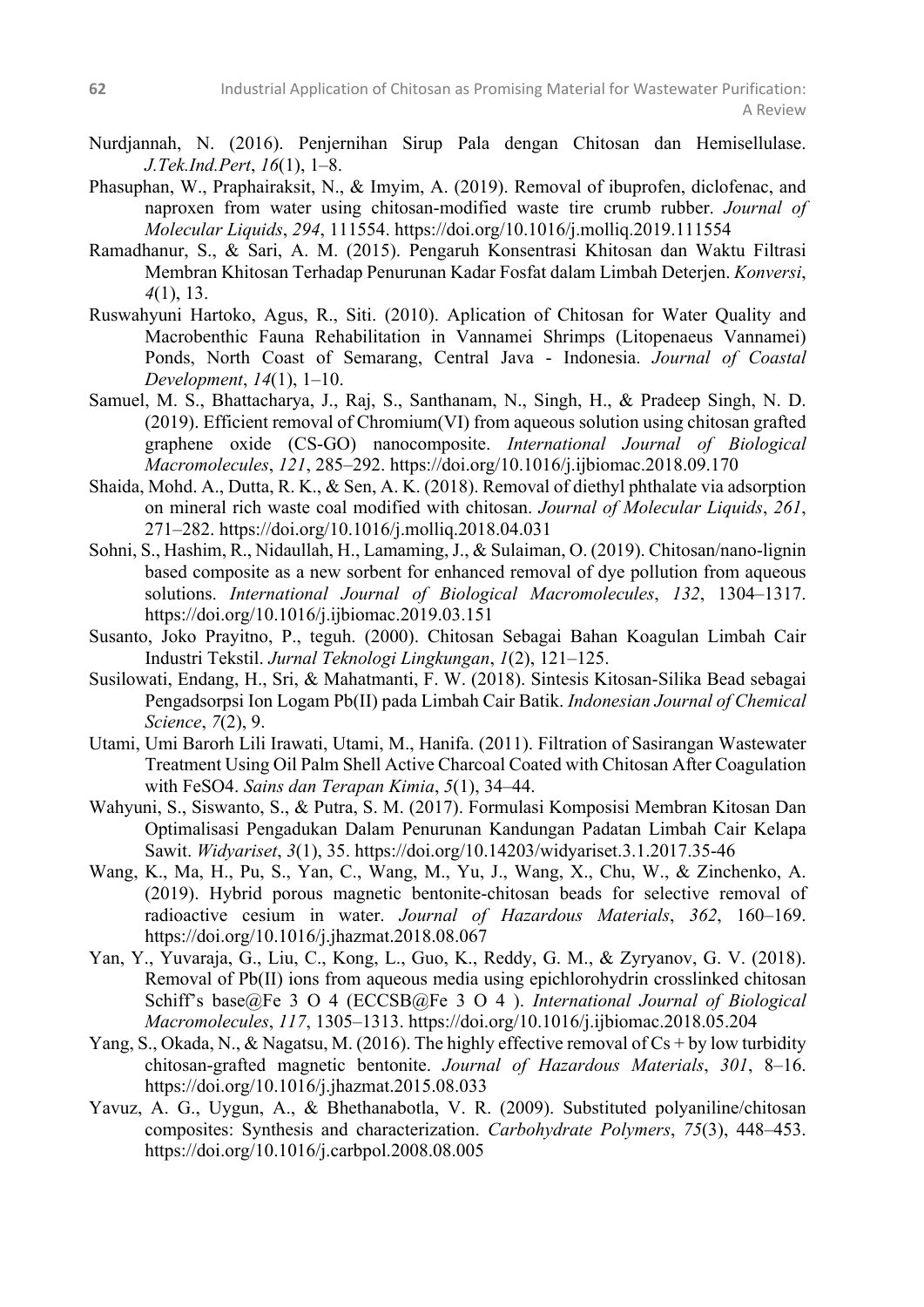Nurdjannah, N. (2016). Penjernihan Sirup Pala dengan Chitosan dan Hemisellulase. *J.Tek.Ind.Pert*, *16*(1), 1–8.

Phasuphan, W., Praphairaksit, N., & Imyim, A. (2019). Removal of ibuprofen, diclofenac, and naproxen from water using chitosan-modified waste tire crumb rubber. *Journal of Molecular Liquids*, *294*, 111554. https://doi.org/10.1016/j.molliq.2019.111554

Ramadhanur, S., & Sari, A. M. (2015). Pengaruh Konsentrasi Khitosan dan Waktu Filtrasi Membran Khitosan Terhadap Penurunan Kadar Fosfat dalam Limbah Deterjen. *Konversi*, *4*(1), 13.

Ruswahyuni Hartoko, Agus, R., Siti. (2010). Aplication of Chitosan for Water Quality and Macrobenthic Fauna Rehabilitation in Vannamei Shrimps (Litopenaeus Vannamei) Ponds, North Coast of Semarang, Central Java - Indonesia. *Journal of Coastal Development*, *14*(1), 1–10.

Samuel, M. S., Bhattacharya, J., Raj, S., Santhanam, N., Singh, H., & Pradeep Singh, N. D. (2019). Efficient removal of Chromium(VI) from aqueous solution using chitosan grafted graphene oxide (CS-GO) nanocomposite. *International Journal of Biological Macromolecules*, *121*, 285–292. https://doi.org/10.1016/j.ijbiomac.2018.09.170

Shaida, Mohd. A., Dutta, R. K., & Sen, A. K. (2018). Removal of diethyl phthalate via adsorption on mineral rich waste coal modified with chitosan. *Journal of Molecular Liquids*, *261*, 271–282. https://doi.org/10.1016/j.molliq.2018.04.031

Sohni, S., Hashim, R., Nidaullah, H., Lamaming, J., & Sulaiman, O. (2019). Chitosan/nano-lignin based composite as a new sorbent for enhanced removal of dye pollution from aqueous solutions. *International Journal of Biological Macromolecules*, *132*, 1304–1317. https://doi.org/10.1016/j.ijbiomac.2019.03.151

Susanto, Joko Prayitno, P., teguh. (2000). Chitosan Sebagai Bahan Koagulan Limbah Cair Industri Tekstil. *Jurnal Teknologi Lingkungan*, *1*(2), 121–125.

Susilowati, Endang, H., Sri, & Mahatmanti, F. W. (2018). Sintesis Kitosan-Silika Bead sebagai Pengadsorpsi Ion Logam Pb(II) pada Limbah Cair Batik. *Indonesian Journal of Chemical Science*, *7*(2), 9.

Utami, Umi Barorh Lili Irawati, Utami, M., Hanifa. (2011). Filtration of Sasirangan Wastewater Treatment Using Oil Palm Shell Active Charcoal Coated with Chitosan After Coagulation with FeSO4. *Sains dan Terapan Kimia*, *5*(1), 34–44.

Wahyuni, S., Siswanto, S., & Putra, S. M. (2017). Formulasi Komposisi Membran Kitosan Dan Optimalisasi Pengadukan Dalam Penurunan Kandungan Padatan Limbah Cair Kelapa Sawit. *Widyariset*, *3*(1), 35. https://doi.org/10.14203/widyariset.3.1.2017.35-46

Wang, K., Ma, H., Pu, S., Yan, C., Wang, M., Yu, J., Wang, X., Chu, W., & Zinchenko, A. (2019). Hybrid porous magnetic bentonite-chitosan beads for selective removal of radioactive cesium in water. *Journal of Hazardous Materials*, *362*, 160–169. https://doi.org/10.1016/j.jhazmat.2018.08.067

Yan, Y., Yuvaraja, G., Liu, C., Kong, L., Guo, K., Reddy, G. M., & Zyryanov, G. V. (2018). Removal of Pb(II) ions from aqueous media using epichlorohydrin crosslinked chitosan Schiff's base@Fe 3 O 4 (ECCSB@Fe 3 O 4 ). *International Journal of Biological Macromolecules*, *117*, 1305–1313. https://doi.org/10.1016/j.ijbiomac.2018.05.204

Yang, S., Okada, N., & Nagatsu, M. (2016). The highly effective removal of Cs + by low turbidity chitosan-grafted magnetic bentonite. *Journal of Hazardous Materials*, *301*, 8–16. https://doi.org/10.1016/j.jhazmat.2015.08.033

Yavuz, A. G., Uygun, A., & Bhethanabotla, V. R. (2009). Substituted polyaniline/chitosan composites: Synthesis and characterization. *Carbohydrate Polymers*, *75*(3), 448–453. https://doi.org/10.1016/j.carbpol.2008.08.005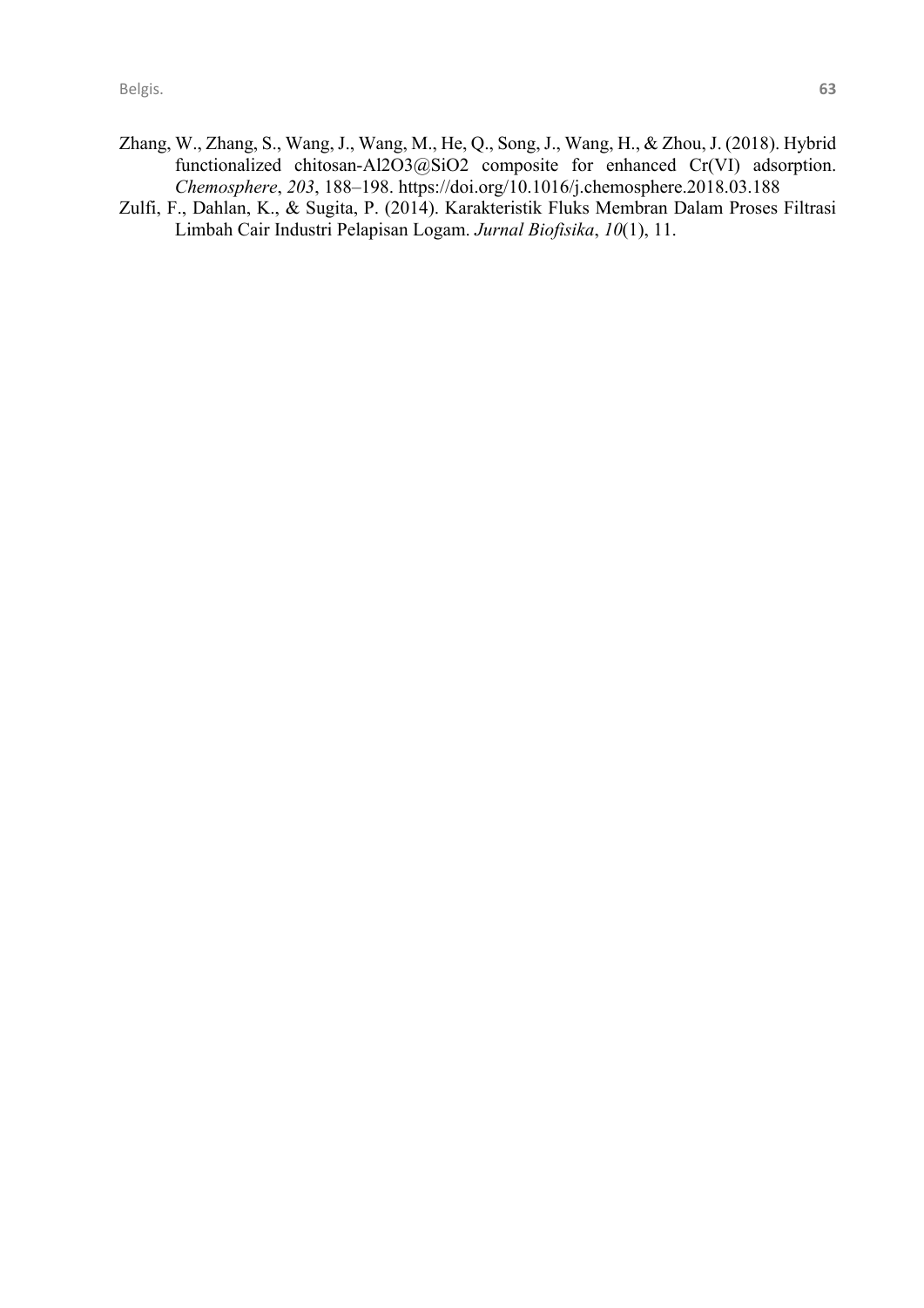Zhang, W., Zhang, S., Wang, J., Wang, M., He, Q., Song, J., Wang, H., & Zhou, J. (2018). Hybrid functionalized chitosan-$Al_2O_3$@$SiO_2$ composite for enhanced Cr(VI) adsorption. *Chemosphere*, *203*, 188–198. https://doi.org/10.1016/j.chemosphere.2018.03.188

Zulfi, F., Dahlan, K., & Sugita, P. (2014). Karakteristik Fluks Membran Dalam Proses Filtrasi Limbah Cair Industri Pelapisan Logam. *Jurnal Biofisika*, *10*(1), 11.